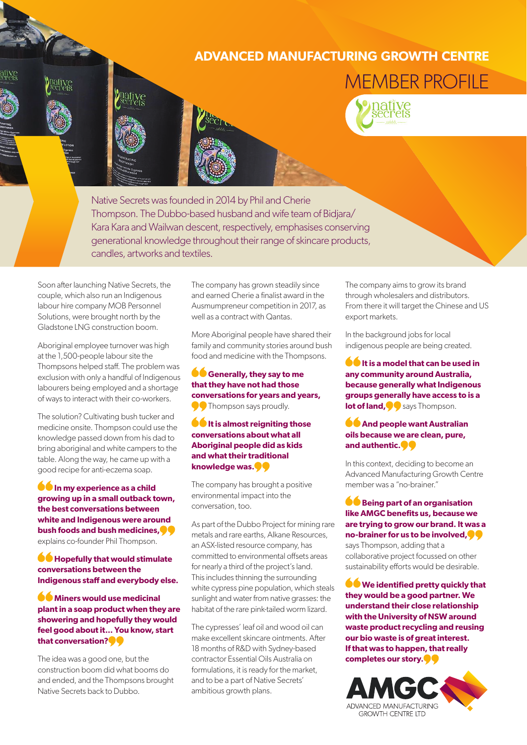# ADVANCED MANUFACTURING GROWTH CENTRE

## MEMBER PROFILE

Native Secrets was founded in 2014 by Phil and Cherie Thompson. The Dubbo-based husband and wife team of Bidjara/Kara Kara and Wailwan descent, respectively, emphasises conserving generational knowledge throughout their range of skincare products, candles, artworks and textiles.

Soon after launching Native Secrets, the couple, which also run an Indigenous labour hire company MOB Personnel Solutions, were brought north by the Gladstone LNG construction boom.

Aboriginal employee turnover was high at the 1,500-people labour site the Thompsons helped staff. The problem was exclusion with only a handful of Indigenous labourers being employed and a shortage of ways to interact with their co-workers.

The solution? Cultivating bush tucker and medicine onsite. Thompson could use the knowledge passed down from his dad to bring aboriginal and white campers to the table. Along the way, he came up with a good recipe for anti-eczema soap.

**"In my experience as a child growing up in a small outback town, the best conversations between white and Indigenous were around bush foods and bush medicines,"** explains co-founder Phil Thompson.

**"Hopefully that would stimulate conversations between the Indigenous staff and everybody else.**

**"Miners would use medicinal plant in a soap product when they are showering and hopefully they would feel good about it... You know, start that conversation?"**

The idea was a good one, but the construction boom did what booms do and ended, and the Thompsons brought Native Secrets back to Dubbo.

The company has grown steadily since and earned Cherie a finalist award in the Ausmumpreneur competition in 2017, as well as a contract with Qantas.

More Aboriginal people have shared their family and community stories around bush food and medicine with the Thompsons.

**"Generally, they say to me that they have not had those conversations for years and years,"** Thompson says proudly.

**"It is almost reigniting those conversations about what all Aboriginal people did as kids and what their traditional knowledge was."**

The company has brought a positive environmental impact into the conversation, too.

As part of the Dubbo Project for mining rare metals and rare earths, Alkane Resources, an ASX-listed resource company, has committed to environmental offsets areas for nearly a third of the project's land. This includes thinning the surrounding white cypress pine population, which steals sunlight and water from native grasses: the habitat of the rare pink-tailed worm lizard.

The cypresses' leaf oil and wood oil can make excellent skincare ointments. After 18 months of R&D with Sydney-based contractor Essential Oils Australia on formulations, it is ready for the market, and to be a part of Native Secrets' ambitious growth plans.

The company aims to grow its brand through wholesalers and distributors. From there it will target the Chinese and US export markets.

In the background jobs for local indigenous people are being created.

**"It is a model that can be used in any community around Australia, because generally what Indigenous groups generally have access to is a lot of land,"** says Thompson.

**"And people want Australian oils because we are clean, pure, and authentic."**

In this context, deciding to become an Advanced Manufacturing Growth Centre member was a "no-brainer."

**"Being part of an organisation like AMGC benefits us, because we are trying to grow our brand. It was a no-brainer for us to be involved,"** says Thompson, adding that a collaborative project focussed on other sustainability efforts would be desirable.

**"We identified pretty quickly that they would be a good partner. We understand their close relationship with the University of NSW around waste product recycling and reusing our bio waste is of great interest. If that was to happen, that really completes our story."**

AMGC ADVANCED MANUFACTURING GROWTH CENTRE LTD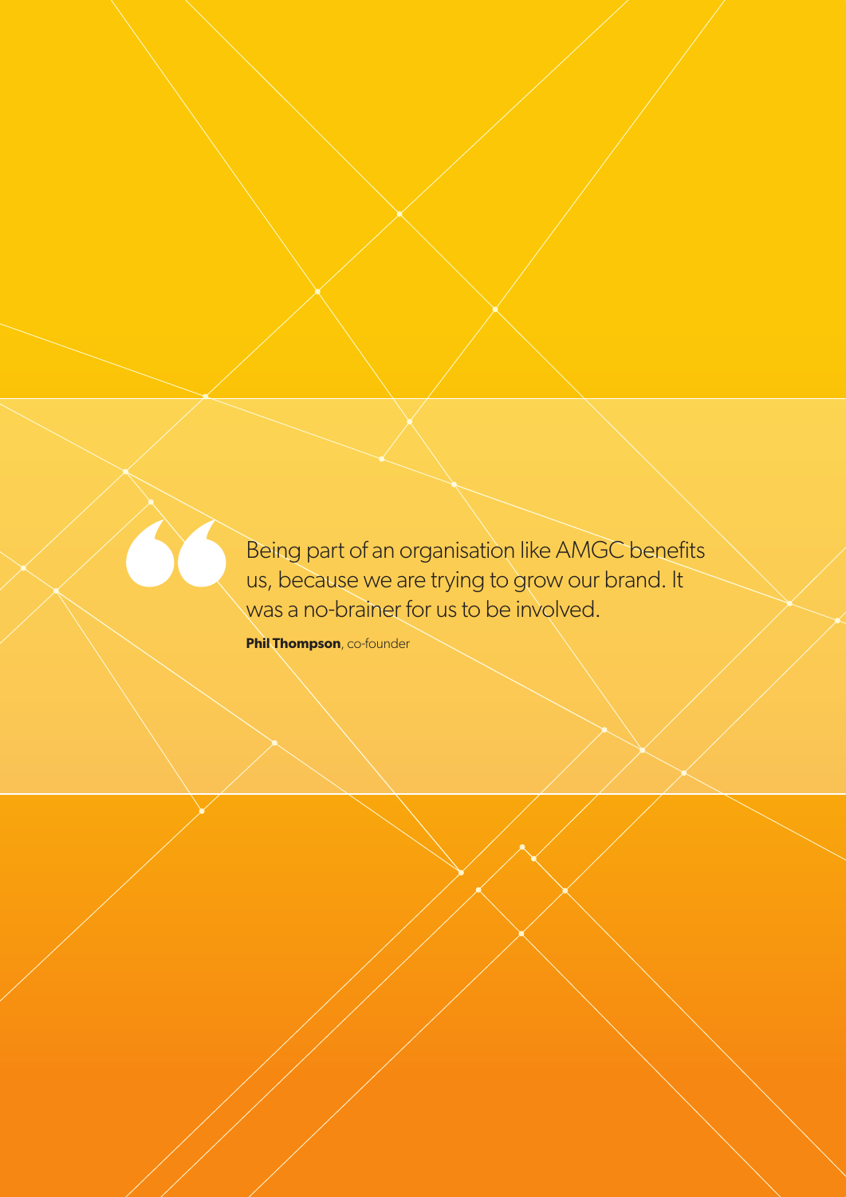> Being part of an organisation like AMGC benefits us, because we are trying to grow our brand. It was a no-brainer for us to be involved.

**Phil Thompson**, co-founder